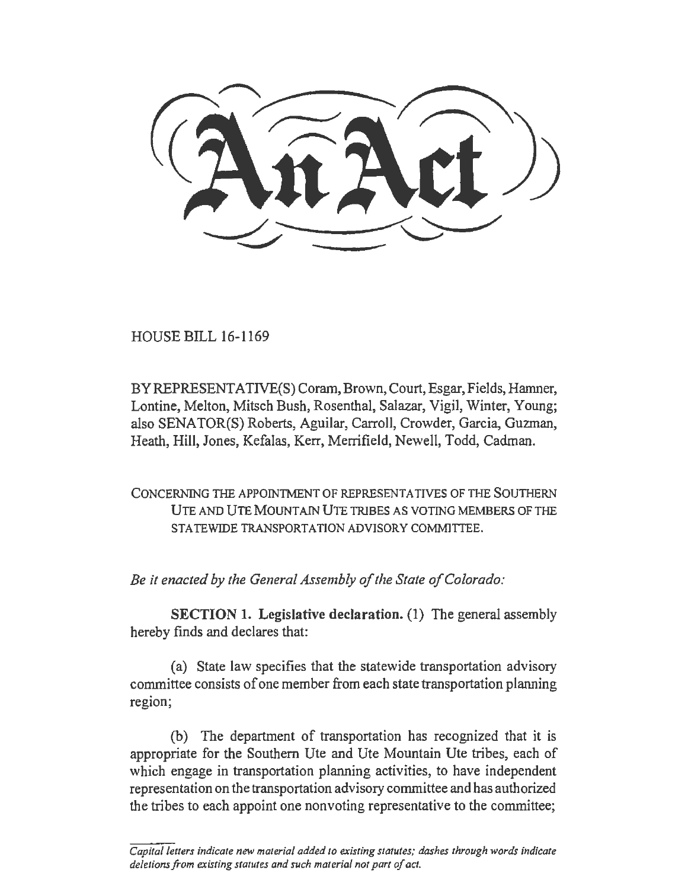# An Act

HOUSE BILL 16-1169

BY REPRESENTATIVE(S) Coram, Brown, Court, Esgar, Fields, Hamner, Lontine, Melton, Mitsch Bush, Rosenthal, Salazar, Vigil, Winter, Young; also SENATOR(S) Roberts, Aguilar, Carroll, Crowder, Garcia, Guzman, Heath, Hill, Jones, Kefalas, Kerr, Merrifield, Newell, Todd, Cadman.

CONCERNING THE APPOINTMENT OF REPRESENTATIVES OF THE SOUTHERN UTE AND UTE MOUNTAIN UTE TRIBES AS VOTING MEMBERS OF THE STATEWIDE TRANSPORTATION ADVISORY COMMITTEE.

*Be it enacted by the General Assembly of the State of Colorado:*

**SECTION 1. Legislative declaration.** (1) The general assembly hereby finds and declares that:

(a) State law specifies that the statewide transportation advisory committee consists of one member from each state transportation planning region;

(b) The department of transportation has recognized that it is appropriate for the Southern Ute and Ute Mountain Ute tribes, each of which engage in transportation planning activities, to have independent representation on the transportation advisory committee and has authorized the tribes to each appoint one nonvoting representative to the committee;

*Capital letters indicate new material added to existing statutes; dashes through words indicate deletions from existing statutes and such material not part of act.*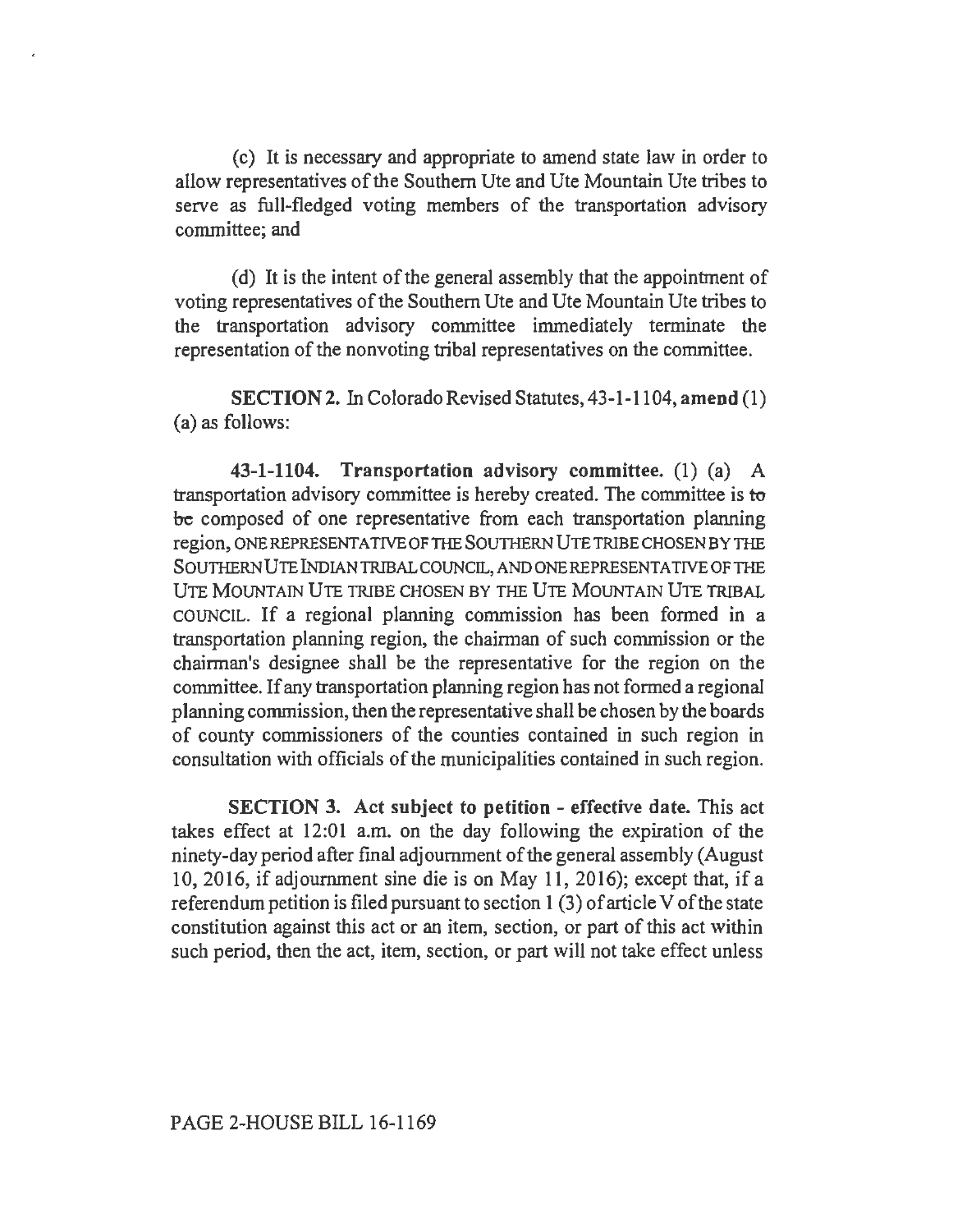(c) It is necessary and appropriate to amend state law in order to allow representatives of the Southern Ute and Ute Mountain Ute tribes to serve as full-fledged voting members of the transportation advisory committee; and

(d) It is the intent of the general assembly that the appointment of voting representatives of the Southern Ute and Ute Mountain Ute tribes to the transportation advisory committee immediately terminate the representation of the nonvoting tribal representatives on the committee.

**SECTION 2.** In Colorado Revised Statutes, 43-1-1104, **amend** (1) (a) as follows:

**43-1-1104. Transportation advisory committee.** (1) (a) A transportation advisory committee is hereby created. The committee is ~~to be~~ composed of one representative from each transportation planning region, ONE REPRESENTATIVE OF THE SOUTHERN UTE TRIBE CHOSEN BY THE SOUTHERN UTE INDIAN TRIBAL COUNCIL, AND ONE REPRESENTATIVE OF THE UTE MOUNTAIN UTE TRIBE CHOSEN BY THE UTE MOUNTAIN UTE TRIBAL COUNCIL. If a regional planning commission has been formed in a transportation planning region, the chairman of such commission or the chairman's designee shall be the representative for the region on the committee. If any transportation planning region has not formed a regional planning commission, then the representative shall be chosen by the boards of county commissioners of the counties contained in such region in consultation with officials of the municipalities contained in such region.

**SECTION 3. Act subject to petition - effective date.** This act takes effect at 12:01 a.m. on the day following the expiration of the ninety-day period after final adjournment of the general assembly (August 10, 2016, if adjournment sine die is on May 11, 2016); except that, if a referendum petition is filed pursuant to section 1 (3) of article V of the state constitution against this act or an item, section, or part of this act within such period, then the act, item, section, or part will not take effect unless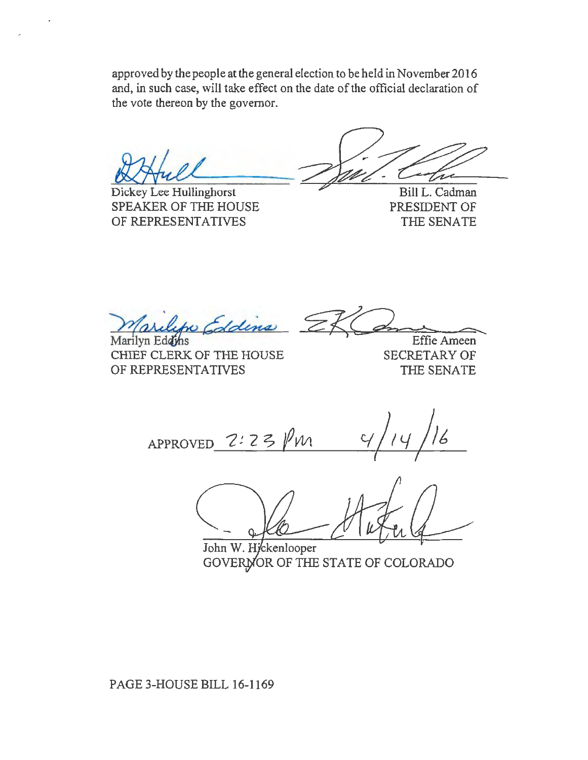approved by the people at the general election to be held in November 2016 and, in such case, will take effect on the date of the official declaration of the vote thereon by the governor.

Dickey Lee Hullinghorst
SPEAKER OF THE HOUSE
OF REPRESENTATIVES

Bill L. Cadman
PRESIDENT OF
THE SENATE

Marilyn Eddins
CHIEF CLERK OF THE HOUSE
OF REPRESENTATIVES

Effie Ameen
SECRETARY OF
THE SENATE

APPROVED 2:23 PM 4/14/16

John W. Hickenlooper
GOVERNOR OF THE STATE OF COLORADO

PAGE 3-HOUSE BILL 16-1169